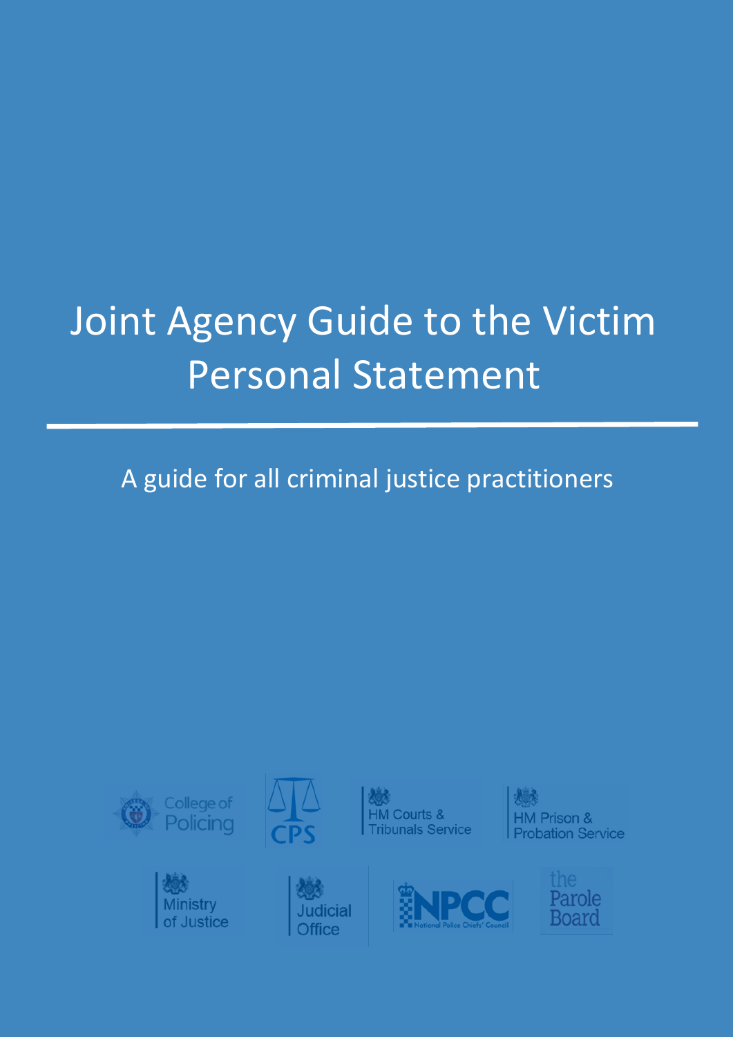# Joint Agency Guide to the Victim Personal Statement

A guide for all criminal justice practitioners

College of Policing

CPS

HM Courts & Tribunals Service

HM Prison & Probation Service

Ministry of Justice

Judicial Office

NPCC National Police Chiefs' Council

the Parole Board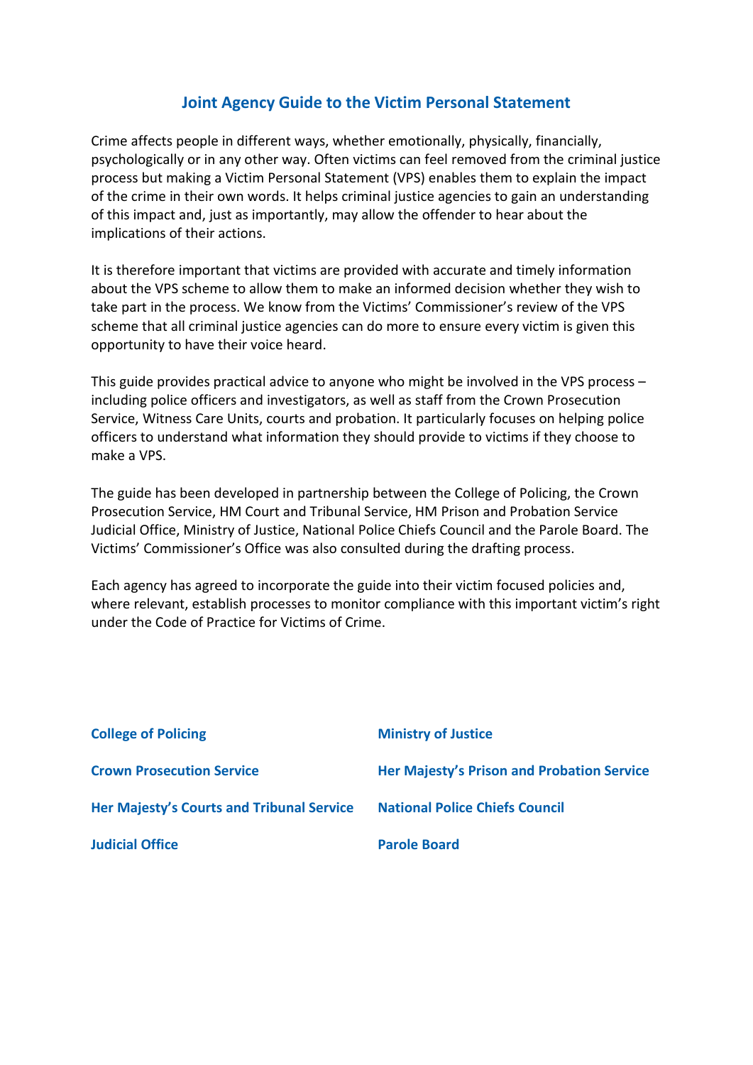# Joint Agency Guide to the Victim Personal Statement

Crime affects people in different ways, whether emotionally, physically, financially, psychologically or in any other way. Often victims can feel removed from the criminal justice process but making a Victim Personal Statement (VPS) enables them to explain the impact of the crime in their own words. It helps criminal justice agencies to gain an understanding of this impact and, just as importantly, may allow the offender to hear about the implications of their actions.

It is therefore important that victims are provided with accurate and timely information about the VPS scheme to allow them to make an informed decision whether they wish to take part in the process. We know from the Victims' Commissioner's review of the VPS scheme that all criminal justice agencies can do more to ensure every victim is given this opportunity to have their voice heard.

This guide provides practical advice to anyone who might be involved in the VPS process – including police officers and investigators, as well as staff from the Crown Prosecution Service, Witness Care Units, courts and probation. It particularly focuses on helping police officers to understand what information they should provide to victims if they choose to make a VPS.

The guide has been developed in partnership between the College of Policing, the Crown Prosecution Service, HM Court and Tribunal Service, HM Prison and Probation Service Judicial Office, Ministry of Justice, National Police Chiefs Council and the Parole Board. The Victims' Commissioner's Office was also consulted during the drafting process.

Each agency has agreed to incorporate the guide into their victim focused policies and, where relevant, establish processes to monitor compliance with this important victim's right under the Code of Practice for Victims of Crime.

**College of Policing**

**Crown Prosecution Service**

**Her Majesty's Courts and Tribunal Service**

**Judicial Office**

**Ministry of Justice**

**Her Majesty's Prison and Probation Service**

**National Police Chiefs Council**

**Parole Board**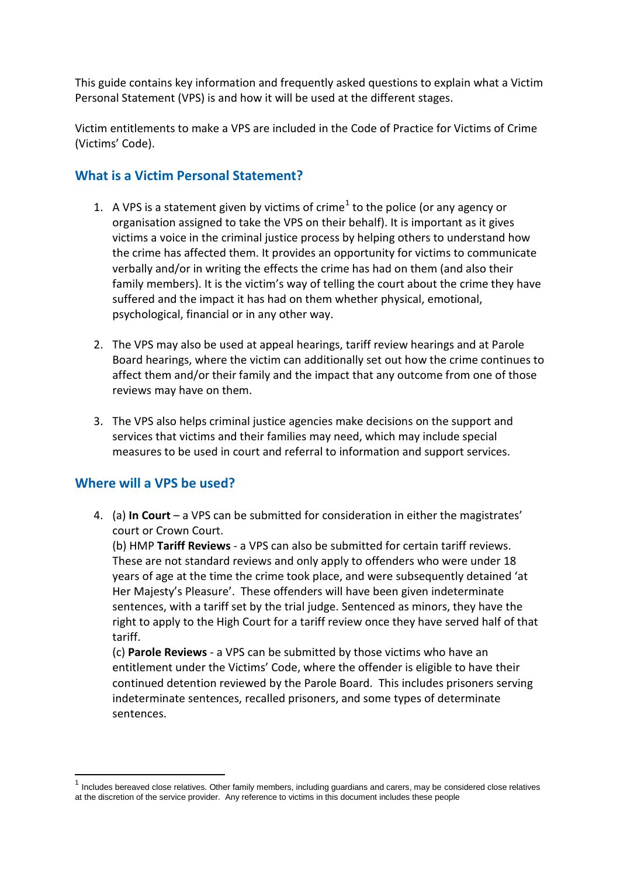This guide contains key information and frequently asked questions to explain what a Victim Personal Statement (VPS) is and how it will be used at the different stages.

Victim entitlements to make a VPS are included in the Code of Practice for Victims of Crime (Victims' Code).

## What is a Victim Personal Statement?

1. A VPS is a statement given by victims of crime[1] to the police (or any agency or organisation assigned to take the VPS on their behalf). It is important as it gives victims a voice in the criminal justice process by helping others to understand how the crime has affected them. It provides an opportunity for victims to communicate verbally and/or in writing the effects the crime has had on them (and also their family members). It is the victim's way of telling the court about the crime they have suffered and the impact it has had on them whether physical, emotional, psychological, financial or in any other way.

2. The VPS may also be used at appeal hearings, tariff review hearings and at Parole Board hearings, where the victim can additionally set out how the crime continues to affect them and/or their family and the impact that any outcome from one of those reviews may have on them.

3. The VPS also helps criminal justice agencies make decisions on the support and services that victims and their families may need, which may include special measures to be used in court and referral to information and support services.

## Where will a VPS be used?

4. (a) **In Court** – a VPS can be submitted for consideration in either the magistrates' court or Crown Court.
   (b) HMP **Tariff Reviews** - a VPS can also be submitted for certain tariff reviews. These are not standard reviews and only apply to offenders who were under 18 years of age at the time the crime took place, and were subsequently detained 'at Her Majesty's Pleasure'. These offenders will have been given indeterminate sentences, with a tariff set by the trial judge. Sentenced as minors, they have the right to apply to the High Court for a tariff review once they have served half of that tariff.
   (c) **Parole Reviews** - a VPS can be submitted by those victims who have an entitlement under the Victims' Code, where the offender is eligible to have their continued detention reviewed by the Parole Board. This includes prisoners serving indeterminate sentences, recalled prisoners, and some types of determinate sentences.

[1] Includes bereaved close relatives. Other family members, including guardians and carers, may be considered close relatives at the discretion of the service provider. Any reference to victims in this document includes these people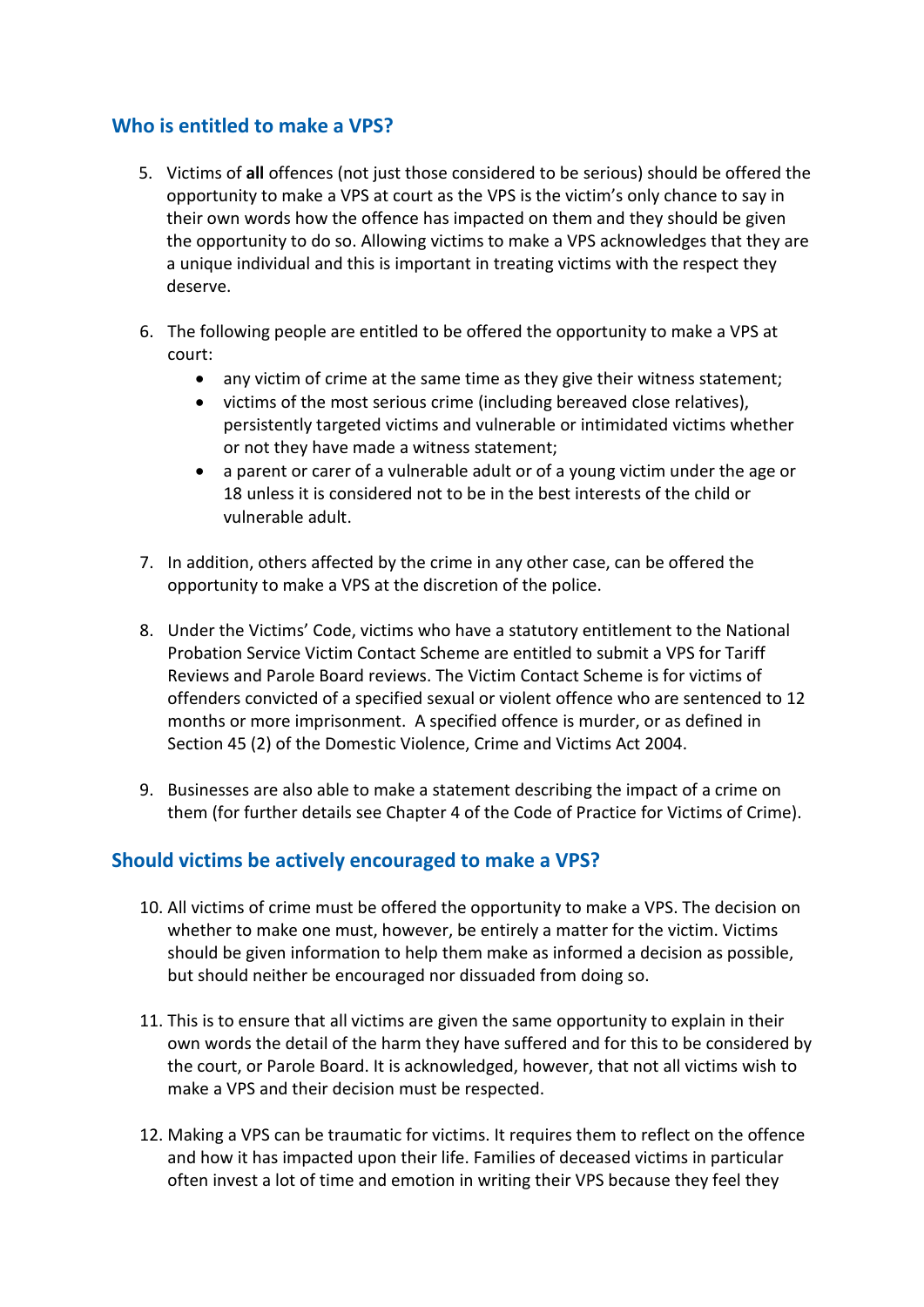## Who is entitled to make a VPS?

5. Victims of **all** offences (not just those considered to be serious) should be offered the opportunity to make a VPS at court as the VPS is the victim's only chance to say in their own words how the offence has impacted on them and they should be given the opportunity to do so. Allowing victims to make a VPS acknowledges that they are a unique individual and this is important in treating victims with the respect they deserve.

6. The following people are entitled to be offered the opportunity to make a VPS at court:
   - any victim of crime at the same time as they give their witness statement;
   - victims of the most serious crime (including bereaved close relatives), persistently targeted victims and vulnerable or intimidated victims whether or not they have made a witness statement;
   - a parent or carer of a vulnerable adult or of a young victim under the age or 18 unless it is considered not to be in the best interests of the child or vulnerable adult.

7. In addition, others affected by the crime in any other case, can be offered the opportunity to make a VPS at the discretion of the police.

8. Under the Victims' Code, victims who have a statutory entitlement to the National Probation Service Victim Contact Scheme are entitled to submit a VPS for Tariff Reviews and Parole Board reviews. The Victim Contact Scheme is for victims of offenders convicted of a specified sexual or violent offence who are sentenced to 12 months or more imprisonment. A specified offence is murder, or as defined in Section 45 (2) of the Domestic Violence, Crime and Victims Act 2004.

9. Businesses are also able to make a statement describing the impact of a crime on them (for further details see Chapter 4 of the Code of Practice for Victims of Crime).

## Should victims be actively encouraged to make a VPS?

10. All victims of crime must be offered the opportunity to make a VPS. The decision on whether to make one must, however, be entirely a matter for the victim. Victims should be given information to help them make as informed a decision as possible, but should neither be encouraged nor dissuaded from doing so.

11. This is to ensure that all victims are given the same opportunity to explain in their own words the detail of the harm they have suffered and for this to be considered by the court, or Parole Board. It is acknowledged, however, that not all victims wish to make a VPS and their decision must be respected.

12. Making a VPS can be traumatic for victims. It requires them to reflect on the offence and how it has impacted upon their life. Families of deceased victims in particular often invest a lot of time and emotion in writing their VPS because they feel they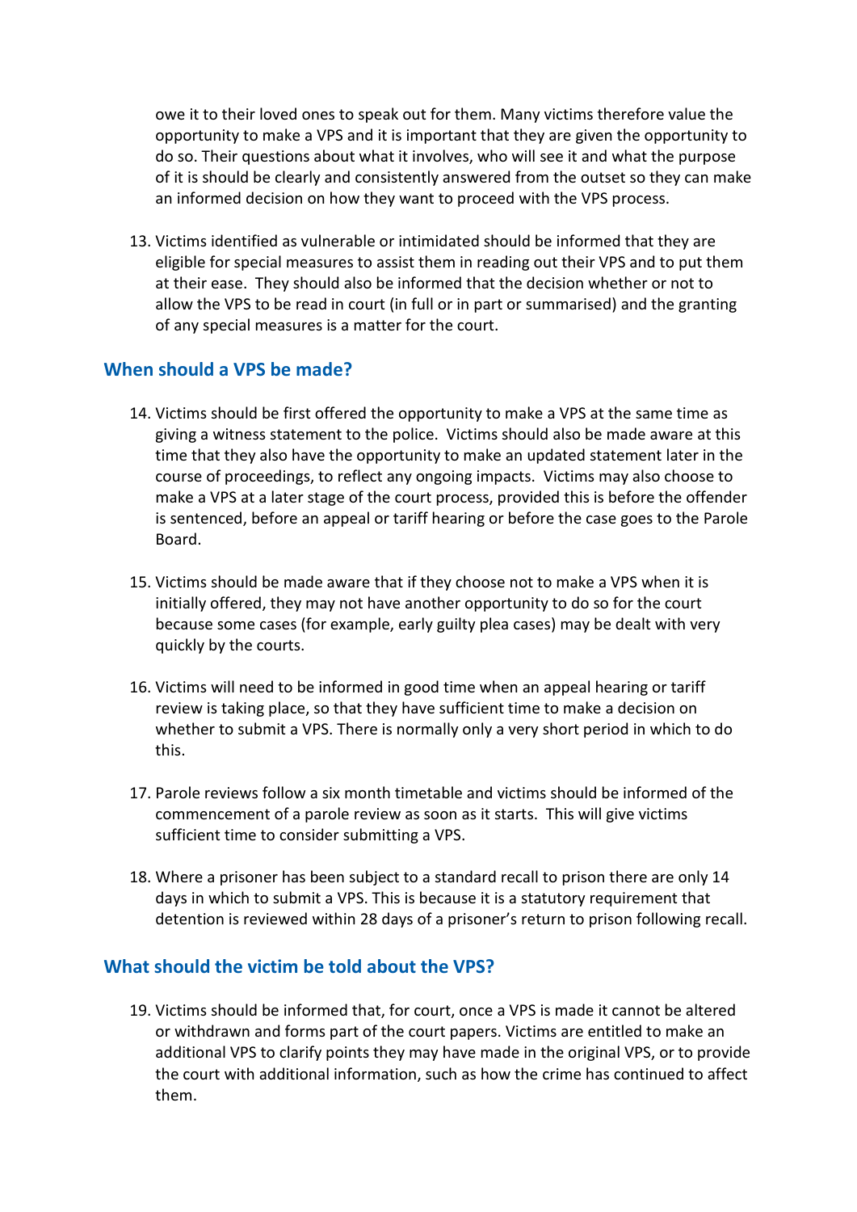owe it to their loved ones to speak out for them. Many victims therefore value the opportunity to make a VPS and it is important that they are given the opportunity to do so. Their questions about what it involves, who will see it and what the purpose of it is should be clearly and consistently answered from the outset so they can make an informed decision on how they want to proceed with the VPS process.

13. Victims identified as vulnerable or intimidated should be informed that they are eligible for special measures to assist them in reading out their VPS and to put them at their ease. They should also be informed that the decision whether or not to allow the VPS to be read in court (in full or in part or summarised) and the granting of any special measures is a matter for the court.

## When should a VPS be made?

14. Victims should be first offered the opportunity to make a VPS at the same time as giving a witness statement to the police. Victims should also be made aware at this time that they also have the opportunity to make an updated statement later in the course of proceedings, to reflect any ongoing impacts. Victims may also choose to make a VPS at a later stage of the court process, provided this is before the offender is sentenced, before an appeal or tariff hearing or before the case goes to the Parole Board.

15. Victims should be made aware that if they choose not to make a VPS when it is initially offered, they may not have another opportunity to do so for the court because some cases (for example, early guilty plea cases) may be dealt with very quickly by the courts.

16. Victims will need to be informed in good time when an appeal hearing or tariff review is taking place, so that they have sufficient time to make a decision on whether to submit a VPS. There is normally only a very short period in which to do this.

17. Parole reviews follow a six month timetable and victims should be informed of the commencement of a parole review as soon as it starts. This will give victims sufficient time to consider submitting a VPS.

18. Where a prisoner has been subject to a standard recall to prison there are only 14 days in which to submit a VPS. This is because it is a statutory requirement that detention is reviewed within 28 days of a prisoner's return to prison following recall.

## What should the victim be told about the VPS?

19. Victims should be informed that, for court, once a VPS is made it cannot be altered or withdrawn and forms part of the court papers. Victims are entitled to make an additional VPS to clarify points they may have made in the original VPS, or to provide the court with additional information, such as how the crime has continued to affect them.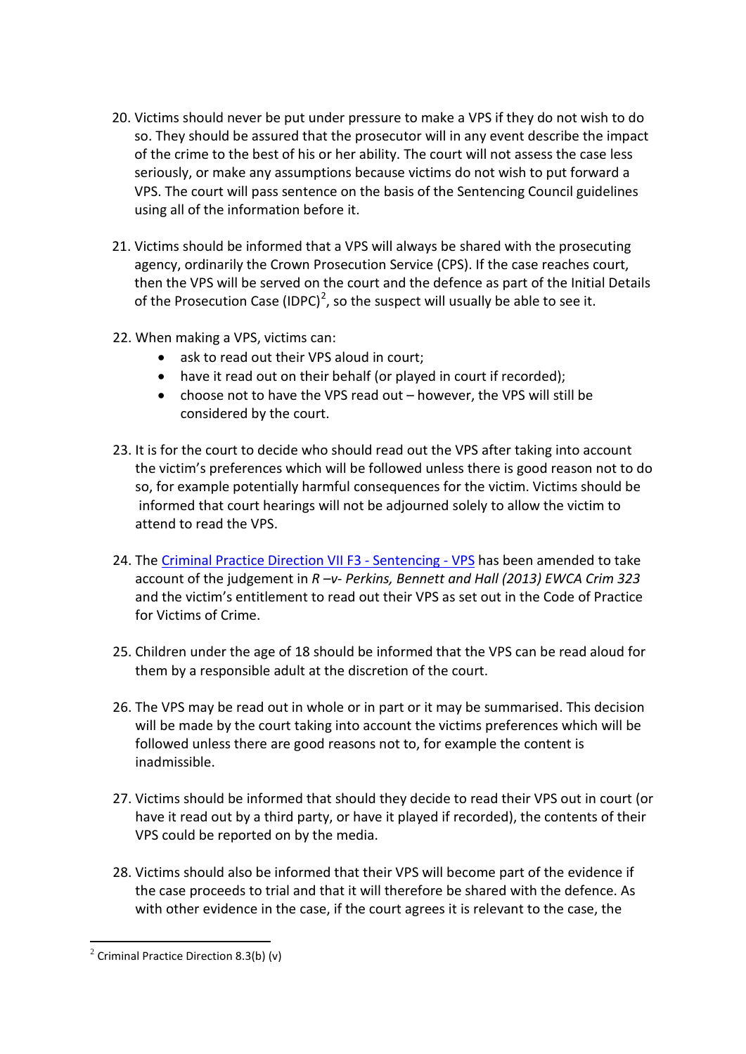20. Victims should never be put under pressure to make a VPS if they do not wish to do so. They should be assured that the prosecutor will in any event describe the impact of the crime to the best of his or her ability. The court will not assess the case less seriously, or make any assumptions because victims do not wish to put forward a VPS. The court will pass sentence on the basis of the Sentencing Council guidelines using all of the information before it.

21. Victims should be informed that a VPS will always be shared with the prosecuting agency, ordinarily the Crown Prosecution Service (CPS). If the case reaches court, then the VPS will be served on the court and the defence as part of the Initial Details of the Prosecution Case (IDPC)[2], so the suspect will usually be able to see it.

22. When making a VPS, victims can:
    - ask to read out their VPS aloud in court;
    - have it read out on their behalf (or played in court if recorded);
    - choose not to have the VPS read out – however, the VPS will still be considered by the court.

23. It is for the court to decide who should read out the VPS after taking into account the victim's preferences which will be followed unless there is good reason not to do so, for example potentially harmful consequences for the victim. Victims should be informed that court hearings will not be adjourned solely to allow the victim to attend to read the VPS.

24. The Criminal Practice Direction VII F3 - Sentencing - VPS has been amended to take account of the judgement in *R –v- Perkins, Bennett and Hall (2013) EWCA Crim 323* and the victim's entitlement to read out their VPS as set out in the Code of Practice for Victims of Crime.

25. Children under the age of 18 should be informed that the VPS can be read aloud for them by a responsible adult at the discretion of the court.

26. The VPS may be read out in whole or in part or it may be summarised. This decision will be made by the court taking into account the victims preferences which will be followed unless there are good reasons not to, for example the content is inadmissible.

27. Victims should be informed that should they decide to read their VPS out in court (or have it read out by a third party, or have it played if recorded), the contents of their VPS could be reported on by the media.

28. Victims should also be informed that their VPS will become part of the evidence if the case proceeds to trial and that it will therefore be shared with the defence. As with other evidence in the case, if the court agrees it is relevant to the case, the

---

[2] Criminal Practice Direction 8.3(b) (v)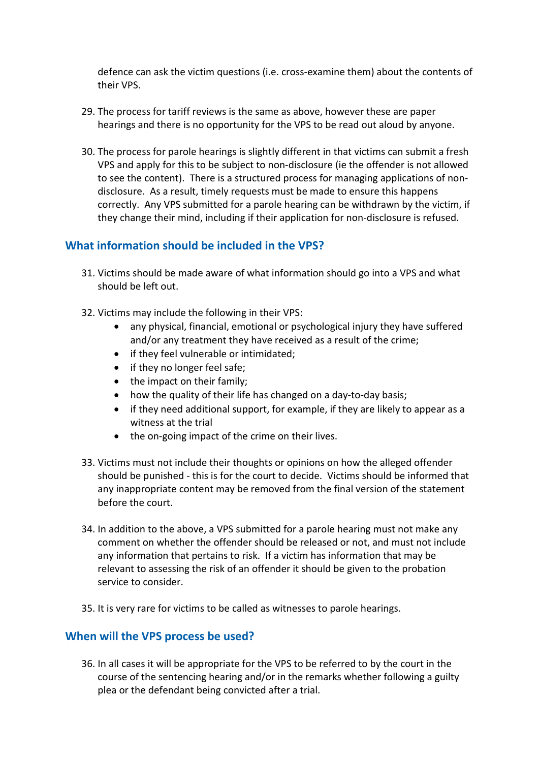defence can ask the victim questions (i.e. cross-examine them) about the contents of their VPS.

29. The process for tariff reviews is the same as above, however these are paper hearings and there is no opportunity for the VPS to be read out aloud by anyone.

30. The process for parole hearings is slightly different in that victims can submit a fresh VPS and apply for this to be subject to non-disclosure (ie the offender is not allowed to see the content). There is a structured process for managing applications of non-disclosure. As a result, timely requests must be made to ensure this happens correctly. Any VPS submitted for a parole hearing can be withdrawn by the victim, if they change their mind, including if their application for non-disclosure is refused.

## What information should be included in the VPS?

31. Victims should be made aware of what information should go into a VPS and what should be left out.

32. Victims may include the following in their VPS:
    - any physical, financial, emotional or psychological injury they have suffered and/or any treatment they have received as a result of the crime;
    - if they feel vulnerable or intimidated;
    - if they no longer feel safe;
    - the impact on their family;
    - how the quality of their life has changed on a day-to-day basis;
    - if they need additional support, for example, if they are likely to appear as a witness at the trial
    - the on-going impact of the crime on their lives.

33. Victims must not include their thoughts or opinions on how the alleged offender should be punished - this is for the court to decide. Victims should be informed that any inappropriate content may be removed from the final version of the statement before the court.

34. In addition to the above, a VPS submitted for a parole hearing must not make any comment on whether the offender should be released or not, and must not include any information that pertains to risk. If a victim has information that may be relevant to assessing the risk of an offender it should be given to the probation service to consider.

35. It is very rare for victims to be called as witnesses to parole hearings.

## When will the VPS process be used?

36. In all cases it will be appropriate for the VPS to be referred to by the court in the course of the sentencing hearing and/or in the remarks whether following a guilty plea or the defendant being convicted after a trial.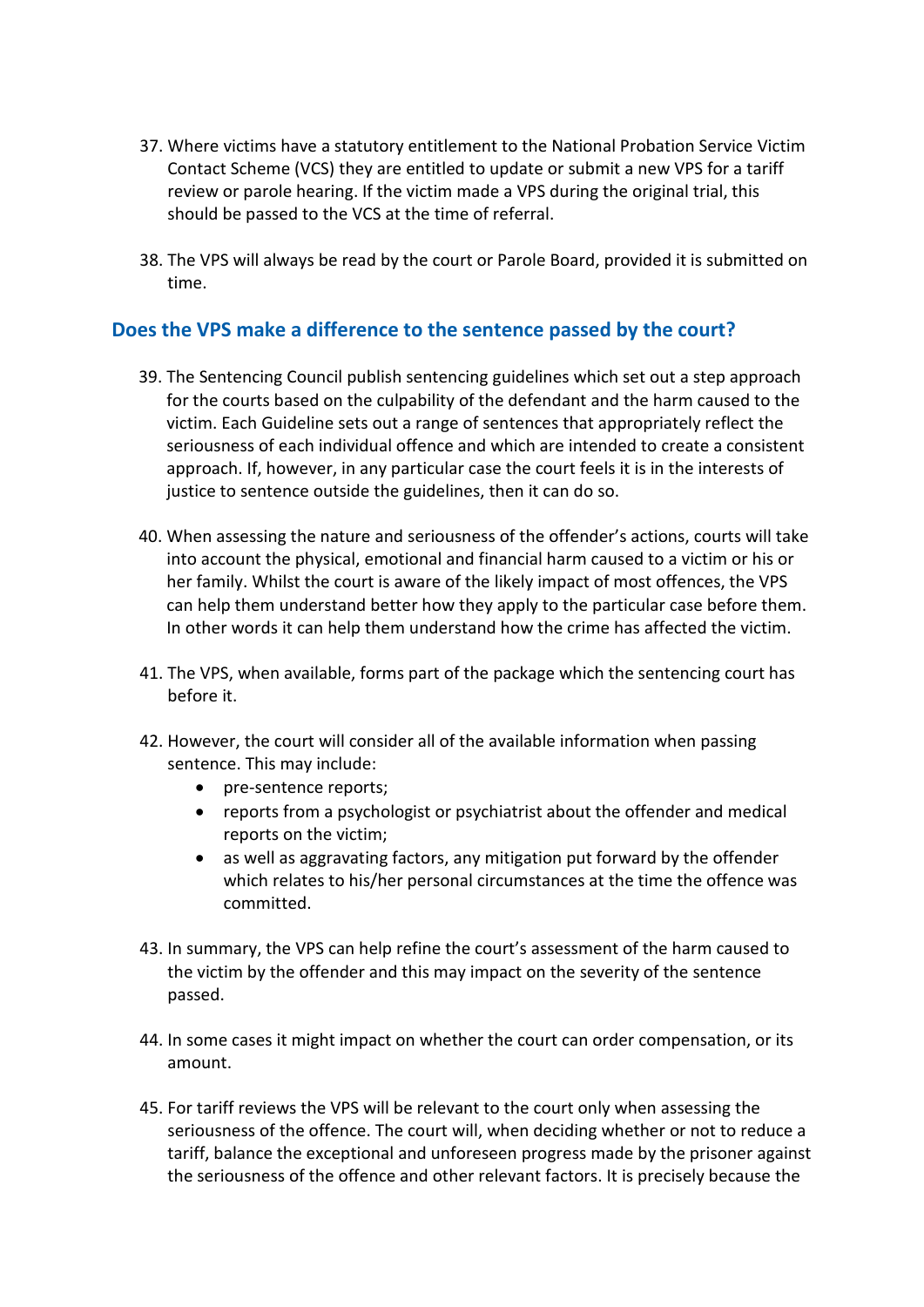37. Where victims have a statutory entitlement to the National Probation Service Victim Contact Scheme (VCS) they are entitled to update or submit a new VPS for a tariff review or parole hearing. If the victim made a VPS during the original trial, this should be passed to the VCS at the time of referral.

38. The VPS will always be read by the court or Parole Board, provided it is submitted on time.

## Does the VPS make a difference to the sentence passed by the court?

39. The Sentencing Council publish sentencing guidelines which set out a step approach for the courts based on the culpability of the defendant and the harm caused to the victim. Each Guideline sets out a range of sentences that appropriately reflect the seriousness of each individual offence and which are intended to create a consistent approach. If, however, in any particular case the court feels it is in the interests of justice to sentence outside the guidelines, then it can do so.

40. When assessing the nature and seriousness of the offender's actions, courts will take into account the physical, emotional and financial harm caused to a victim or his or her family. Whilst the court is aware of the likely impact of most offences, the VPS can help them understand better how they apply to the particular case before them. In other words it can help them understand how the crime has affected the victim.

41. The VPS, when available, forms part of the package which the sentencing court has before it.

42. However, the court will consider all of the available information when passing sentence. This may include:
    - pre-sentence reports;
    - reports from a psychologist or psychiatrist about the offender and medical reports on the victim;
    - as well as aggravating factors, any mitigation put forward by the offender which relates to his/her personal circumstances at the time the offence was committed.

43. In summary, the VPS can help refine the court's assessment of the harm caused to the victim by the offender and this may impact on the severity of the sentence passed.

44. In some cases it might impact on whether the court can order compensation, or its amount.

45. For tariff reviews the VPS will be relevant to the court only when assessing the seriousness of the offence. The court will, when deciding whether or not to reduce a tariff, balance the exceptional and unforeseen progress made by the prisoner against the seriousness of the offence and other relevant factors. It is precisely because the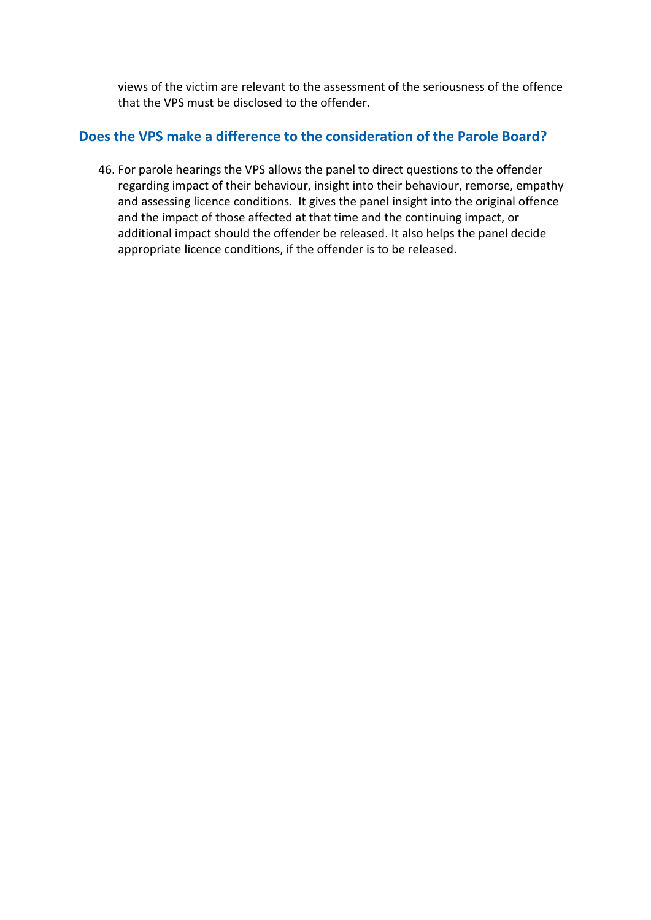views of the victim are relevant to the assessment of the seriousness of the offence that the VPS must be disclosed to the offender.

## Does the VPS make a difference to the consideration of the Parole Board?

46. For parole hearings the VPS allows the panel to direct questions to the offender regarding impact of their behaviour, insight into their behaviour, remorse, empathy and assessing licence conditions. It gives the panel insight into the original offence and the impact of those affected at that time and the continuing impact, or additional impact should the offender be released. It also helps the panel decide appropriate licence conditions, if the offender is to be released.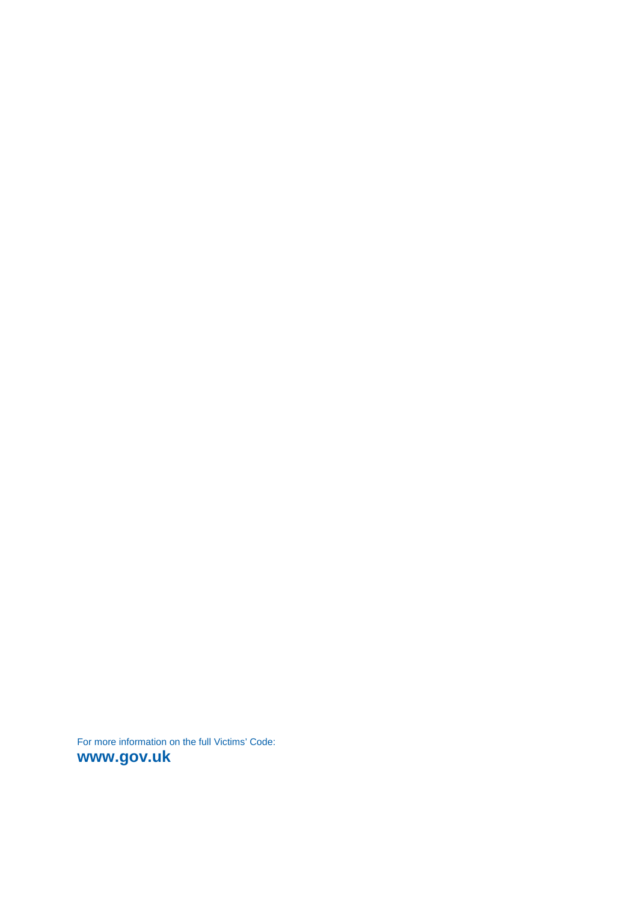For more information on the full Victims' Code:

**www.gov.uk**